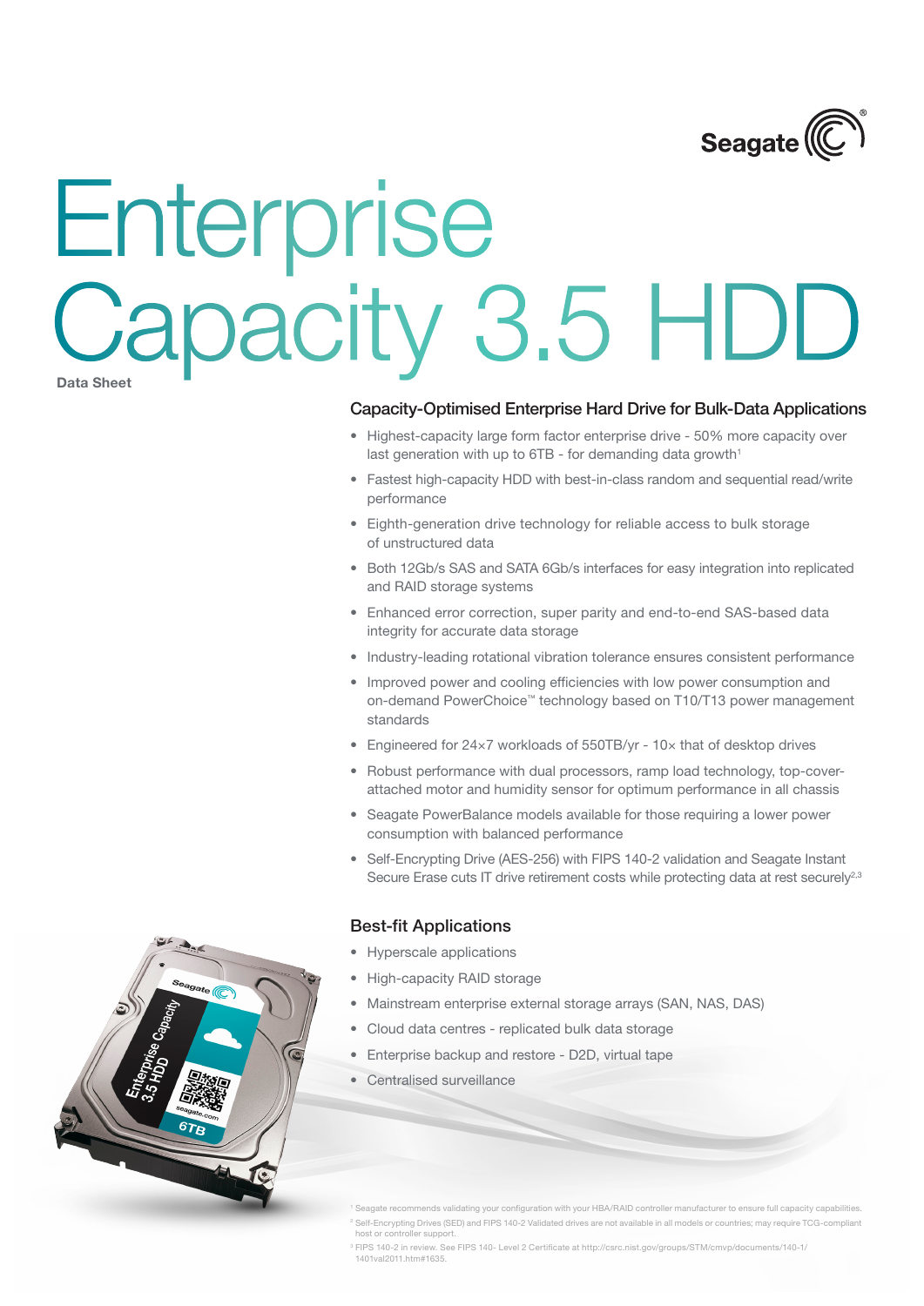Seagate

# Enterprise Capacity 3.5 HDD

Data Sheet

## Capacity-Optimised Enterprise Hard Drive for Bulk-Data Applications

- Highest-capacity large form factor enterprise drive - 50% more capacity over last generation with up to 6TB - for demanding data growth[1]
- Fastest high-capacity HDD with best-in-class random and sequential read/write performance
- Eighth-generation drive technology for reliable access to bulk storage of unstructured data
- Both 12Gb/s SAS and SATA 6Gb/s interfaces for easy integration into replicated and RAID storage systems
- Enhanced error correction, super parity and end-to-end SAS-based data integrity for accurate data storage
- Industry-leading rotational vibration tolerance ensures consistent performance
- Improved power and cooling efficiencies with low power consumption and on-demand PowerChoice™ technology based on T10/T13 power management standards
- Engineered for 24×7 workloads of 550TB/yr - 10× that of desktop drives
- Robust performance with dual processors, ramp load technology, top-cover-attached motor and humidity sensor for optimum performance in all chassis
- Seagate PowerBalance models available for those requiring a lower power consumption with balanced performance
- Self-Encrypting Drive (AES-256) with FIPS 140-2 validation and Seagate Instant Secure Erase cuts IT drive retirement costs while protecting data at rest securely[2,3]

## Best-fit Applications

- Hyperscale applications
- High-capacity RAID storage
- Mainstream enterprise external storage arrays (SAN, NAS, DAS)
- Cloud data centres - replicated bulk data storage
- Enterprise backup and restore - D2D, virtual tape
- Centralised surveillance

[1] Seagate recommends validating your configuration with your HBA/RAID controller manufacturer to ensure full capacity capabilities.

[2] Self-Encrypting Drives (SED) and FIPS 140-2 Validated drives are not available in all models or countries; may require TCG-compliant host or controller support.

[3] FIPS 140-2 in review. See FIPS 140- Level 2 Certificate at http://csrc.nist.gov/groups/STM/cmvp/documents/140-1/1401val2011.htm#1635.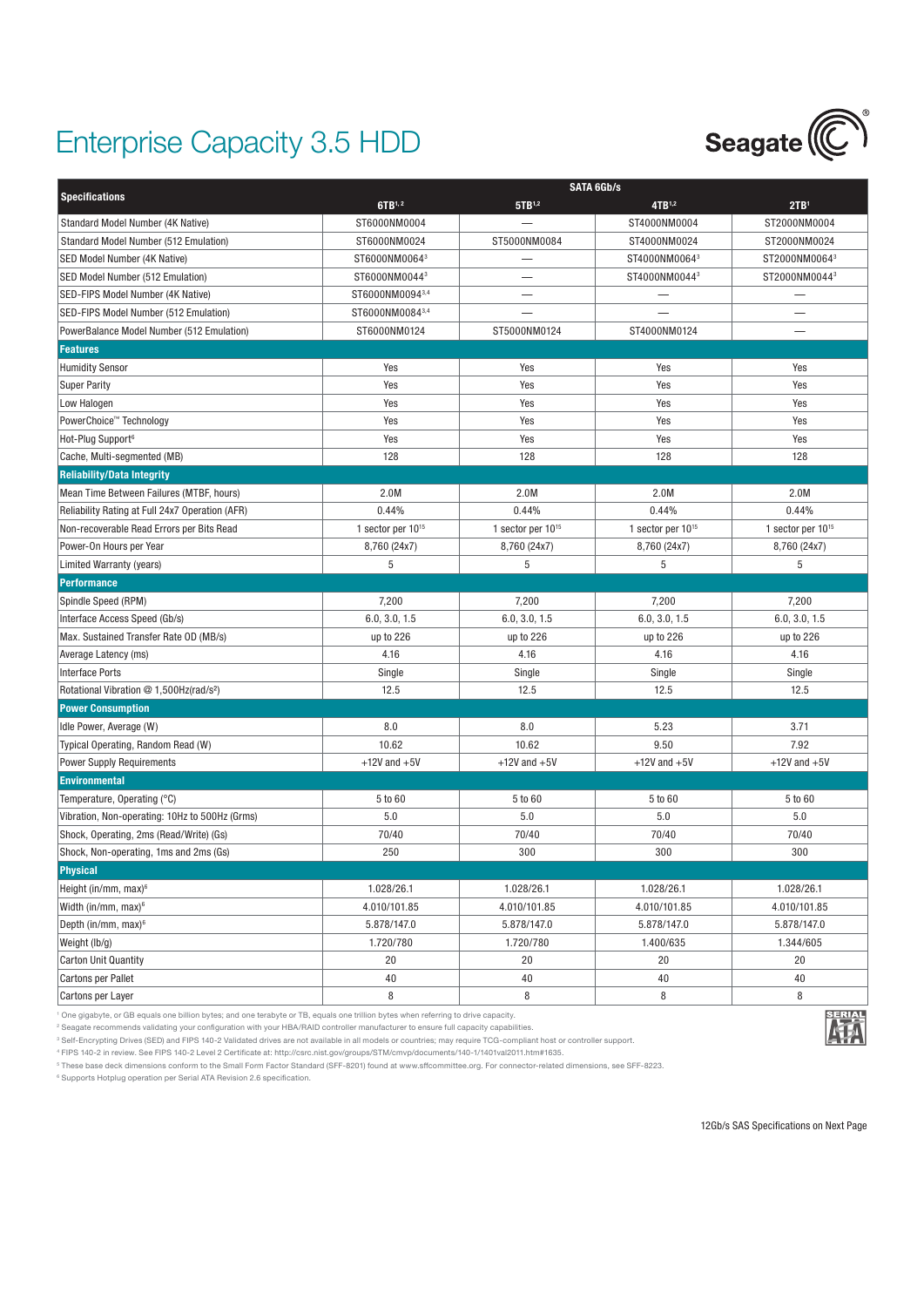# Enterprise Capacity 3.5 HDD

Seagate

| Specifications | SATA 6Gb/s | | | |
|---|---|---|---|---|
| | 6TB[1,2] | 5TB[1,2] | 4TB[1,2] | 2TB[1] |
| Standard Model Number (4K Native) | ST6000NM0004 | — | ST4000NM0004 | ST2000NM0004 |
| Standard Model Number (512 Emulation) | ST6000NM0024 | ST5000NM0084 | ST4000NM0024 | ST2000NM0024 |
| SED Model Number (4K Native) | ST6000NM0064[3] | — | ST4000NM0064[3] | ST2000NM0064[3] |
| SED Model Number (512 Emulation) | ST6000NM0044[3] | — | ST4000NM0044[3] | ST2000NM0044[3] |
| SED-FIPS Model Number (4K Native) | ST6000NM0094[3,4] | — | — | — |
| SED-FIPS Model Number (512 Emulation) | ST6000NM0084[3,4] | — | — | — |
| PowerBalance Model Number (512 Emulation) | ST6000NM0124 | ST5000NM0124 | ST4000NM0124 | — |
| **Features** | | | | |
| Humidity Sensor | Yes | Yes | Yes | Yes |
| Super Parity | Yes | Yes | Yes | Yes |
| Low Halogen | Yes | Yes | Yes | Yes |
| PowerChoice™ Technology | Yes | Yes | Yes | Yes |
| Hot-Plug Support[6] | Yes | Yes | Yes | Yes |
| Cache, Multi-segmented (MB) | 128 | 128 | 128 | 128 |
| **Reliability/Data Integrity** | | | | |
| Mean Time Between Failures (MTBF, hours) | 2.0M | 2.0M | 2.0M | 2.0M |
| Reliability Rating at Full 24x7 Operation (AFR) | 0.44% | 0.44% | 0.44% | 0.44% |
| Non-recoverable Read Errors per Bits Read | 1 sector per $10^{15}$ | 1 sector per $10^{15}$ | 1 sector per $10^{15}$ | 1 sector per $10^{15}$ |
| Power-On Hours per Year | 8,760 (24x7) | 8,760 (24x7) | 8,760 (24x7) | 8,760 (24x7) |
| Limited Warranty (years) | 5 | 5 | 5 | 5 |
| **Performance** | | | | |
| Spindle Speed (RPM) | 7,200 | 7,200 | 7,200 | 7,200 |
| Interface Access Speed (Gb/s) | 6.0, 3.0, 1.5 | 6.0, 3.0, 1.5 | 6.0, 3.0, 1.5 | 6.0, 3.0, 1.5 |
| Max. Sustained Transfer Rate OD (MB/s) | up to 226 | up to 226 | up to 226 | up to 226 |
| Average Latency (ms) | 4.16 | 4.16 | 4.16 | 4.16 |
| Interface Ports | Single | Single | Single | Single |
| Rotational Vibration @ 1,500Hz(rad/s²) | 12.5 | 12.5 | 12.5 | 12.5 |
| **Power Consumption** | | | | |
| Idle Power, Average (W) | 8.0 | 8.0 | 5.23 | 3.71 |
| Typical Operating, Random Read (W) | 10.62 | 10.62 | 9.50 | 7.92 |
| Power Supply Requirements | +12V and +5V | +12V and +5V | +12V and +5V | +12V and +5V |
| **Environmental** | | | | |
| Temperature, Operating (°C) | 5 to 60 | 5 to 60 | 5 to 60 | 5 to 60 |
| Vibration, Non-operating: 10Hz to 500Hz (Grms) | 5.0 | 5.0 | 5.0 | 5.0 |
| Shock, Operating, 2ms (Read/Write) (Gs) | 70/40 | 70/40 | 70/40 | 70/40 |
| Shock, Non-operating, 1ms and 2ms (Gs) | 250 | 300 | 300 | 300 |
| **Physical** | | | | |
| Height (in/mm, max)[6] | 1.028/26.1 | 1.028/26.1 | 1.028/26.1 | 1.028/26.1 |
| Width (in/mm, max)[6] | 4.010/101.85 | 4.010/101.85 | 4.010/101.85 | 4.010/101.85 |
| Depth (in/mm, max)[6] | 5.878/147.0 | 5.878/147.0 | 5.878/147.0 | 5.878/147.0 |
| Weight (lb/g) | 1.720/780 | 1.720/780 | 1.400/635 | 1.344/605 |
| Carton Unit Quantity | 20 | 20 | 20 | 20 |
| Cartons per Pallet | 40 | 40 | 40 | 40 |
| Cartons per Layer | 8 | 8 | 8 | 8 |

[1] One gigabyte, or GB equals one billion bytes; and one terabyte or TB, equals one trillion bytes when referring to drive capacity.
[2] Seagate recommends validating your configuration with your HBA/RAID controller manufacturer to ensure full capacity capabilities.
[3] Self-Encrypting Drives (SED) and FIPS 140-2 Validated drives are not available in all models or countries; may require TCG-compliant host or controller support.
[4] FIPS 140-2 in review. See FIPS 140-2 Level 2 Certificate at: http://csrc.nist.gov/groups/STM/cmvp/documents/140-1/1401val2011.htm#1635.
[5] These base deck dimensions conform to the Small Form Factor Standard (SFF-8201) found at www.sffcommittee.org. For connector-related dimensions, see SFF-8223.
[6] Supports Hotplug operation per Serial ATA Revision 2.6 specification.

12Gb/s SAS Specifications on Next Page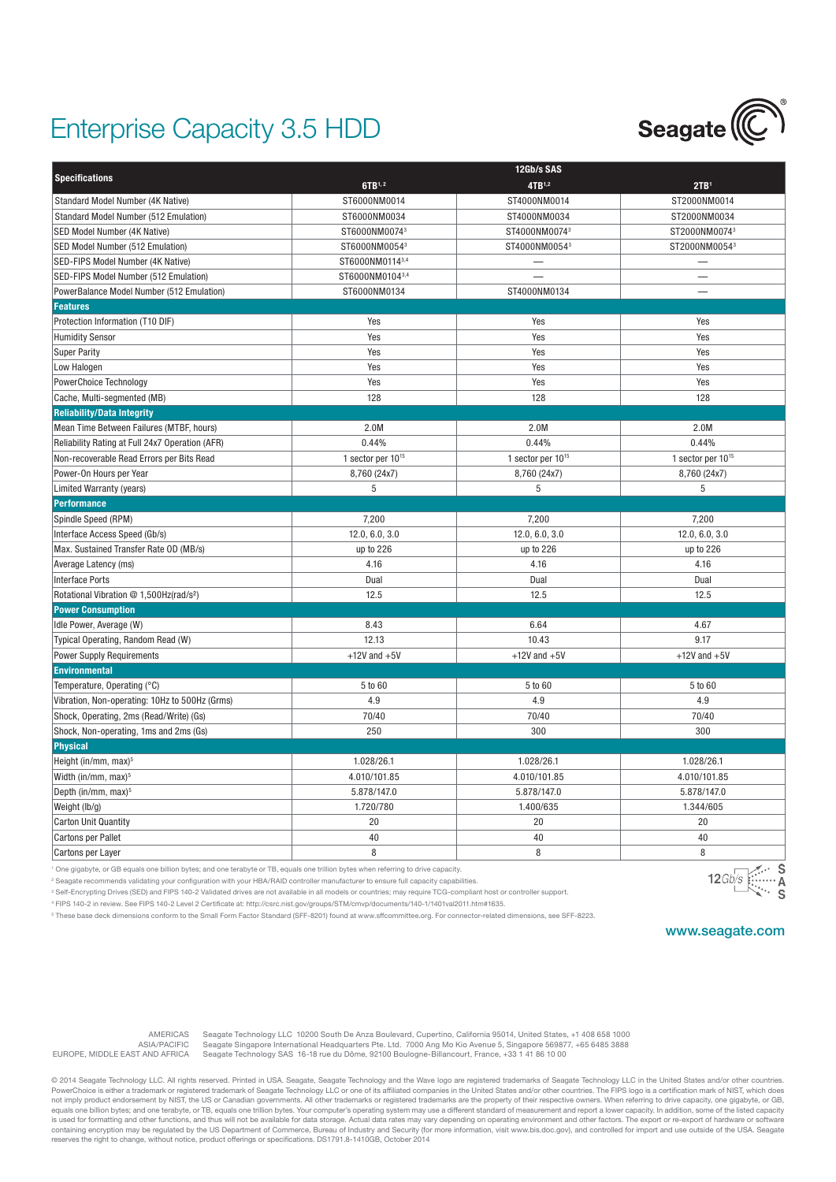# Enterprise Capacity 3.5 HDD

| Specifications | 12Gb/s SAS | | |
|---|---|---|---|
| | 6TB[1,2] | 4TB[1,2] | 2TB[1] |
| Standard Model Number (4K Native) | ST6000NM0014 | ST4000NM0014 | ST2000NM0014 |
| Standard Model Number (512 Emulation) | ST6000NM0034 | ST4000NM0034 | ST2000NM0034 |
| SED Model Number (4K Native) | ST6000NM0074[3] | ST4000NM0074[3] | ST2000NM0074[3] |
| SED Model Number (512 Emulation) | ST6000NM0054[3] | ST4000NM0054[3] | ST2000NM0054[3] |
| SED-FIPS Model Number (4K Native) | ST6000NM0114[3,4] | — | — |
| SED-FIPS Model Number (512 Emulation) | ST6000NM0104[3,4] | — | — |
| PowerBalance Model Number (512 Emulation) | ST6000NM0134 | ST4000NM0134 | — |
| **Features** | | | |
| Protection Information (T10 DIF) | Yes | Yes | Yes |
| Humidity Sensor | Yes | Yes | Yes |
| Super Parity | Yes | Yes | Yes |
| Low Halogen | Yes | Yes | Yes |
| PowerChoice Technology | Yes | Yes | Yes |
| Cache, Multi-segmented (MB) | 128 | 128 | 128 |
| **Reliability/Data Integrity** | | | |
| Mean Time Between Failures (MTBF, hours) | 2.0M | 2.0M | 2.0M |
| Reliability Rating at Full 24x7 Operation (AFR) | 0.44% | 0.44% | 0.44% |
| Non-recoverable Read Errors per Bits Read | 1 sector per $10^{15}$ | 1 sector per $10^{15}$ | 1 sector per $10^{15}$ |
| Power-On Hours per Year | 8,760 (24x7) | 8,760 (24x7) | 8,760 (24x7) |
| Limited Warranty (years) | 5 | 5 | 5 |
| **Performance** | | | |
| Spindle Speed (RPM) | 7,200 | 7,200 | 7,200 |
| Interface Access Speed (Gb/s) | 12.0, 6.0, 3.0 | 12.0, 6.0, 3.0 | 12.0, 6.0, 3.0 |
| Max. Sustained Transfer Rate OD (MB/s) | up to 226 | up to 226 | up to 226 |
| Average Latency (ms) | 4.16 | 4.16 | 4.16 |
| Interface Ports | Dual | Dual | Dual |
| Rotational Vibration @ 1,500Hz(rad/s²) | 12.5 | 12.5 | 12.5 |
| **Power Consumption** | | | |
| Idle Power, Average (W) | 8.43 | 6.64 | 4.67 |
| Typical Operating, Random Read (W) | 12.13 | 10.43 | 9.17 |
| Power Supply Requirements | +12V and +5V | +12V and +5V | +12V and +5V |
| **Environmental** | | | |
| Temperature, Operating (°C) | 5 to 60 | 5 to 60 | 5 to 60 |
| Vibration, Non-operating: 10Hz to 500Hz (Grms) | 4.9 | 4.9 | 4.9 |
| Shock, Operating, 2ms (Read/Write) (Gs) | 70/40 | 70/40 | 70/40 |
| Shock, Non-operating, 1ms and 2ms (Gs) | 250 | 300 | 300 |
| **Physical** | | | |
| Height (in/mm, max)[5] | 1.028/26.1 | 1.028/26.1 | 1.028/26.1 |
| Width (in/mm, max)[5] | 4.010/101.85 | 4.010/101.85 | 4.010/101.85 |
| Depth (in/mm, max)[5] | 5.878/147.0 | 5.878/147.0 | 5.878/147.0 |
| Weight (lb/g) | 1.720/780 | 1.400/635 | 1.344/605 |
| Carton Unit Quantity | 20 | 20 | 20 |
| Cartons per Pallet | 40 | 40 | 40 |
| Cartons per Layer | 8 | 8 | 8 |

[1] One gigabyte, or GB equals one billion bytes; and one terabyte or TB, equals one trillion bytes when referring to drive capacity.

[2] Seagate recommends validating your configuration with your HBA/RAID controller manufacturer to ensure full capacity capabilities.

[3] Self-Encrypting Drives (SED) and FIPS 140-2 Validated drives are not available in all models or countries; may require TCG-compliant host or controller support.

[4] FIPS 140-2 in review. See FIPS 140-2 Level 2 Certificate at: http://csrc.nist.gov/groups/STM/cmvp/documents/140-1/1401val2011.htm#1635.

[5] These base deck dimensions conform to the Small Form Factor Standard (SFF-8201) found at www.sffcommittee.org. For connector-related dimensions, see SFF-8223.

www.seagate.com

AMERICAS Seagate Technology LLC 10200 South De Anza Boulevard, Cupertino, California 95014, United States, +1 408 658 1000
ASIA/PACIFIC Seagate Singapore International Headquarters Pte. Ltd. 7000 Ang Mo Kio Avenue 5, Singapore 569877, +65 6485 3888
EUROPE, MIDDLE EAST AND AFRICA Seagate Technology SAS 16-18 rue du Dôme, 92100 Boulogne-Billancourt, France, +33 1 41 86 10 00

© 2014 Seagate Technology LLC. All rights reserved. Printed in USA. Seagate, Seagate Technology and the Wave logo are registered trademarks of Seagate Technology LLC in the United States and/or other countries. PowerChoice is either a trademark or registered trademark of Seagate Technology LLC or one of its affiliated companies in the United States and/or other countries. The FIPS logo is a certification mark of NIST, which does not imply product endorsement by NIST, the US or Canadian governments. All other trademarks or registered trademarks are the property of their respective owners. When referring to drive capacity, one gigabyte, or GB, equals one billion bytes; and one terabyte, or TB, equals one trillion bytes. Your computer's operating system may use a different standard of measurement and report a lower capacity. In addition, some of the listed capacity is used for formatting and other functions, and thus will not be available for data storage. Actual data rates may vary depending on operating environment and other factors. The export or re-export of hardware or software containing encryption may be regulated by the US Department of Commerce, Bureau of Industry and Security (for more information, visit www.bis.doc.gov), and controlled for import and use outside of the USA. Seagate reserves the right to change, without notice, product offerings or specifications. DS1791.8-1410GB, October 2014